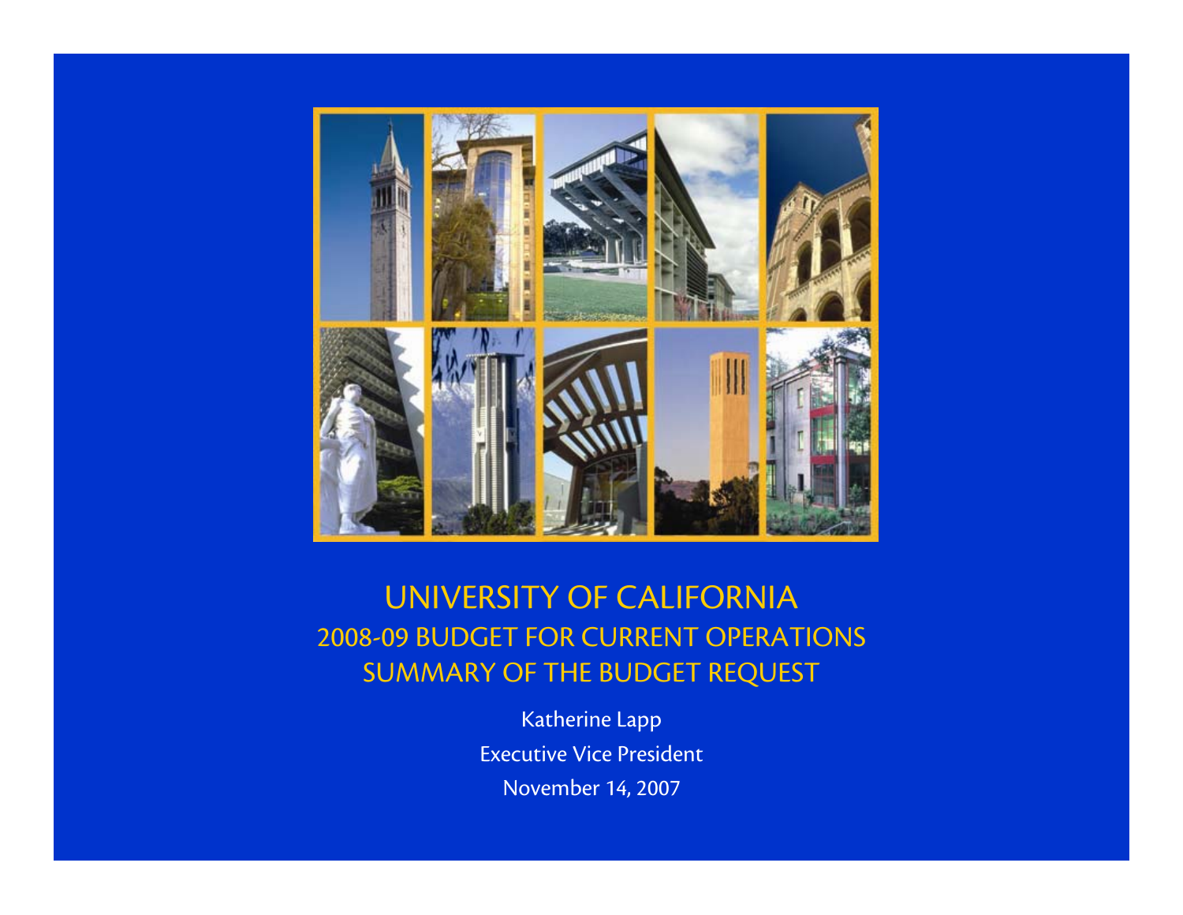# UNIVERSITY OF CALIFORNIA

## 2008-09 BUDGET FOR CURRENT OPERATIONS

## SUMMARY OF THE BUDGET REQUEST

Katherine Lapp

Executive Vice President

November 14, 2007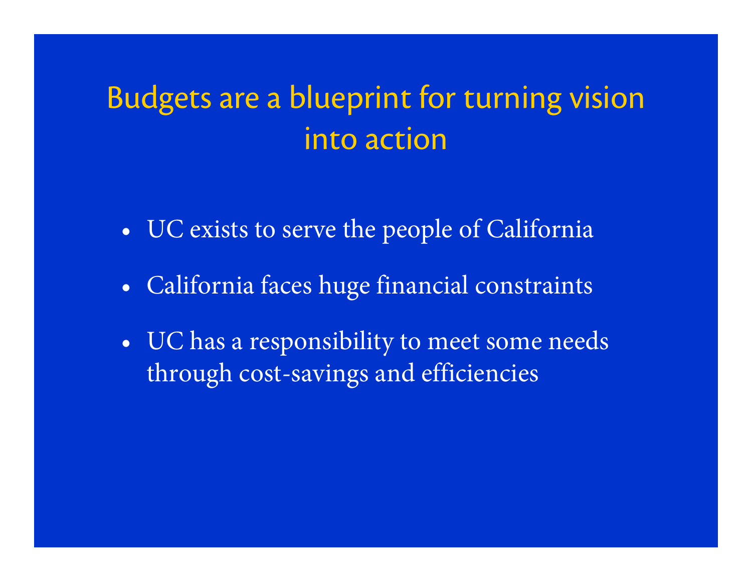# Budgets are a blueprint for turning vision into action

- UC exists to serve the people of California
- California faces huge financial constraints
- UC has a responsibility to meet some needs through cost-savings and efficiencies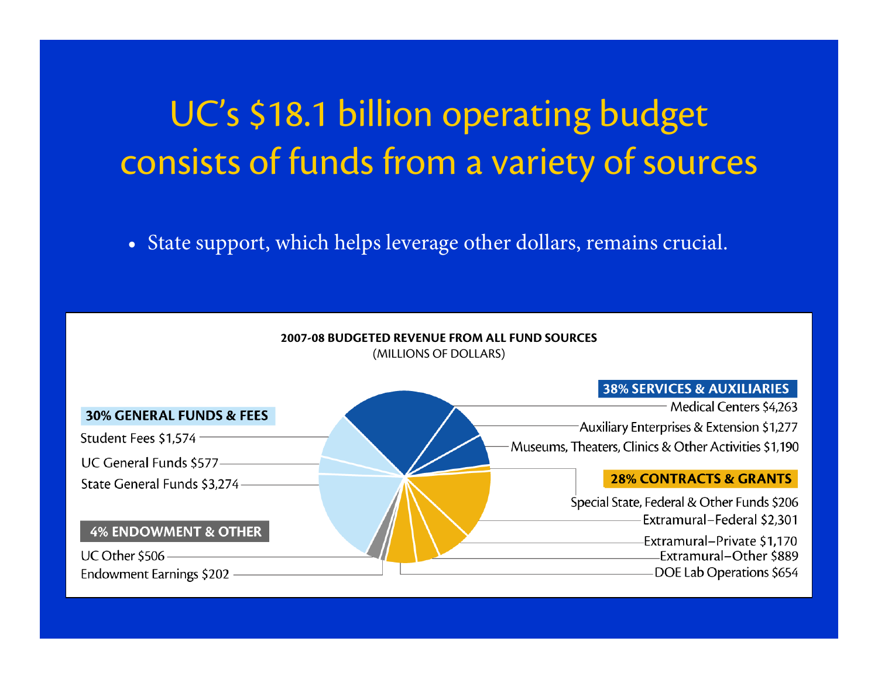# UC's $18.1 billion operating budget consists of funds from a variety of sources

- State support, which helps leverage other dollars, remains crucial.

**2007-08 BUDGETED REVENUE FROM ALL FUND SOURCES**
(MILLIONS OF DOLLARS)

**30% GENERAL FUNDS & FEES**

- Student Fees $1,574
- UC General Funds $577
- State General Funds $3,274

**4% ENDOWMENT & OTHER**

- UC Other $506
- Endowment Earnings $202

**38% SERVICES & AUXILIARIES**

- Medical Centers $4,263
- Auxiliary Enterprises & Extension $1,277
- Museums, Theaters, Clinics & Other Activities $1,190

**28% CONTRACTS & GRANTS**

- Special State, Federal & Other Funds $206
- Extramural–Federal $2,301
- Extramural–Private $1,170
- Extramural–Other $889
- DOE Lab Operations $654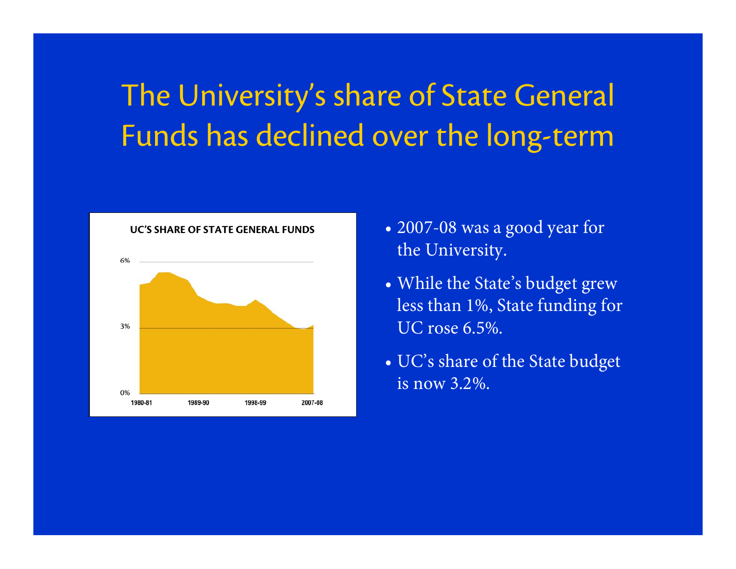# The University's share of State General Funds has declined over the long-term

**UC'S SHARE OF STATE GENERAL FUNDS**

6%

3%

0%

1980-81 1989-90 1998-99 2007-08

- 2007-08 was a good year for the University.
- While the State's budget grew less than 1%, State funding for UC rose 6.5%.
- UC's share of the State budget is now 3.2%.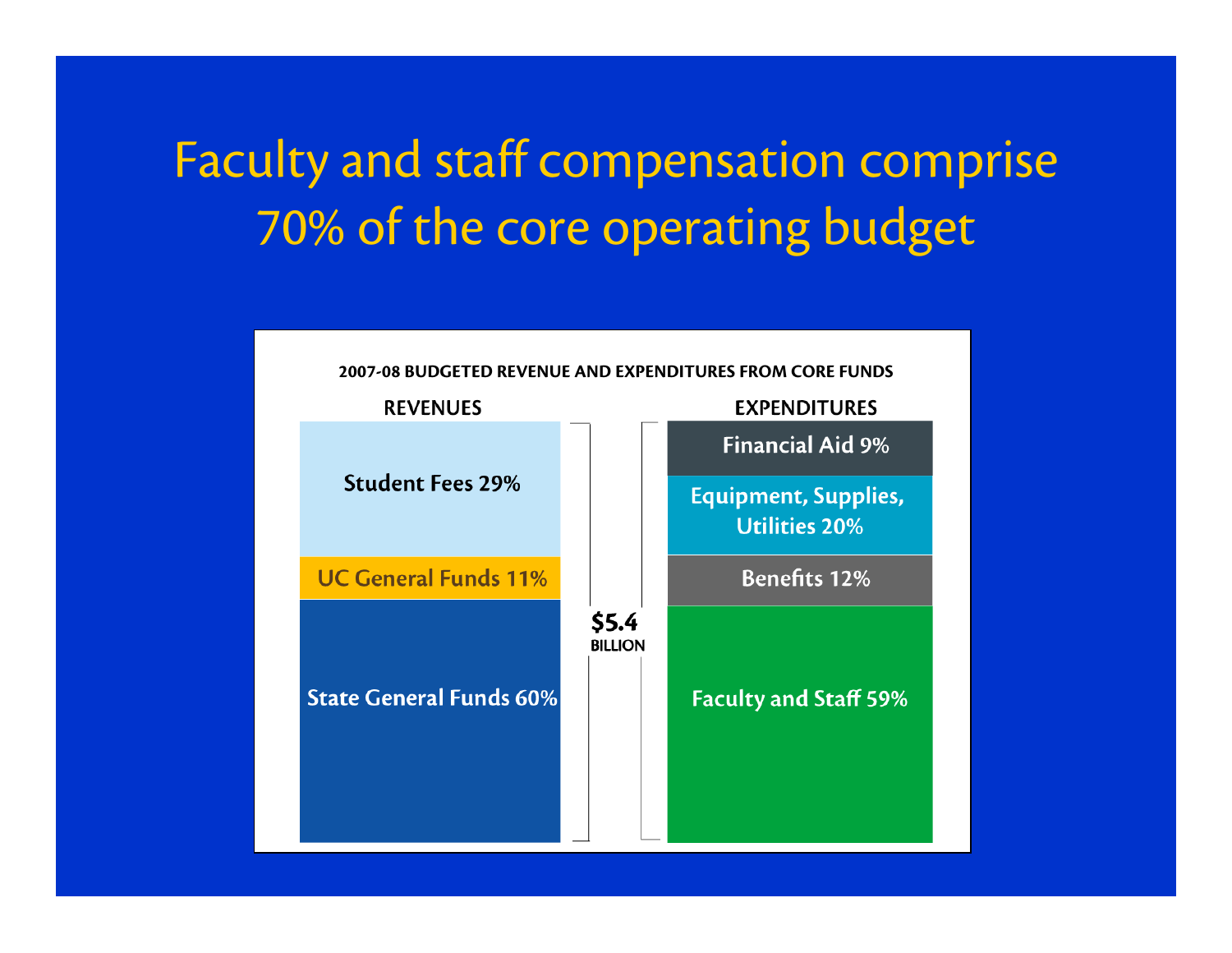# Faculty and staff compensation comprise 70% of the core operating budget

**2007-08 BUDGETED REVENUE AND EXPENDITURES FROM CORE FUNDS**

| REVENUES | | EXPENDITURES |
|---|---|---|
| Student Fees 29% | $5.4 BILLION | Financial Aid 9% |
| UC General Funds 11% | | Equipment, Supplies, Utilities 20% |
| State General Funds 60% | | Benefits 12% |
| | | Faculty and Staff 59% |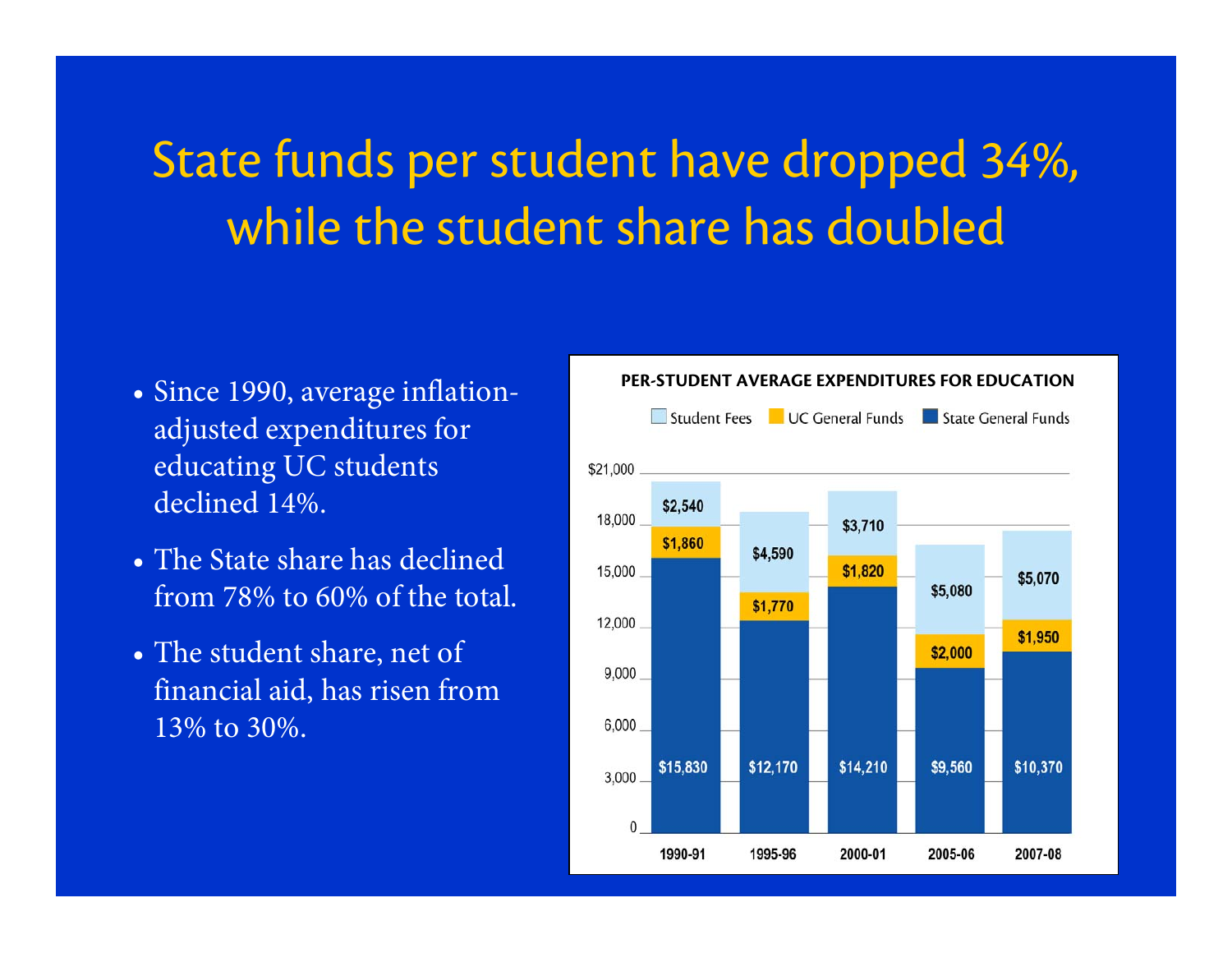# State funds per student have dropped 34%, while the student share has doubled

- Since 1990, average inflation-adjusted expenditures for educating UC students declined 14%.
- The State share has declined from 78% to 60% of the total.
- The student share, net of financial aid, has risen from 13% to 30%.

**PER-STUDENT AVERAGE EXPENDITURES FOR EDUCATION**

| | 1990-91 | 1995-96 | 2000-01 | 2005-06 | 2007-08 |
|---|---|---|---|---|---|
| Student Fees | $2,540 | $4,590 | $3,710 | $5,080 | $5,070 |
| UC General Funds | $1,860 | $1,770 | $1,820 | $2,000 | $1,950 |
| State General Funds | $15,830 | $12,170 | $14,210 | $9,560 | $10,370 |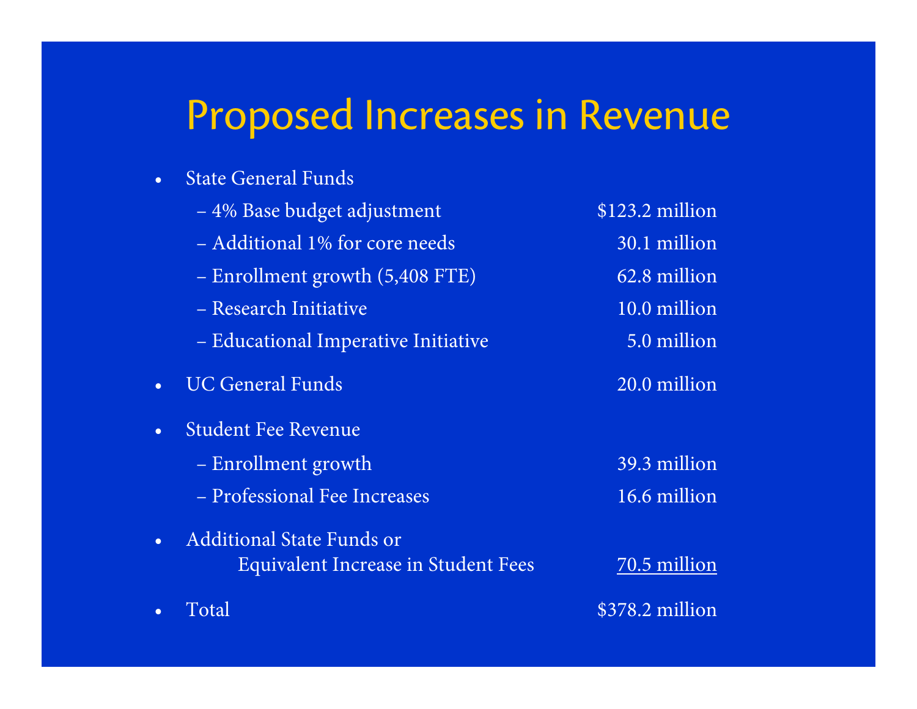# Proposed Increases in Revenue

- State General Funds
  - 4% Base budget adjustment — $123.2 million
  - Additional 1% for core needs — 30.1 million
  - Enrollment growth (5,408 FTE) — 62.8 million
  - Research Initiative — 10.0 million
  - Educational Imperative Initiative — 5.0 million
- UC General Funds — 20.0 million
- Student Fee Revenue
  - Enrollment growth — 39.3 million
  - Professional Fee Increases — 16.6 million
- Additional State Funds or Equivalent Increase in Student Fees — 70.5 million
- Total — $378.2 million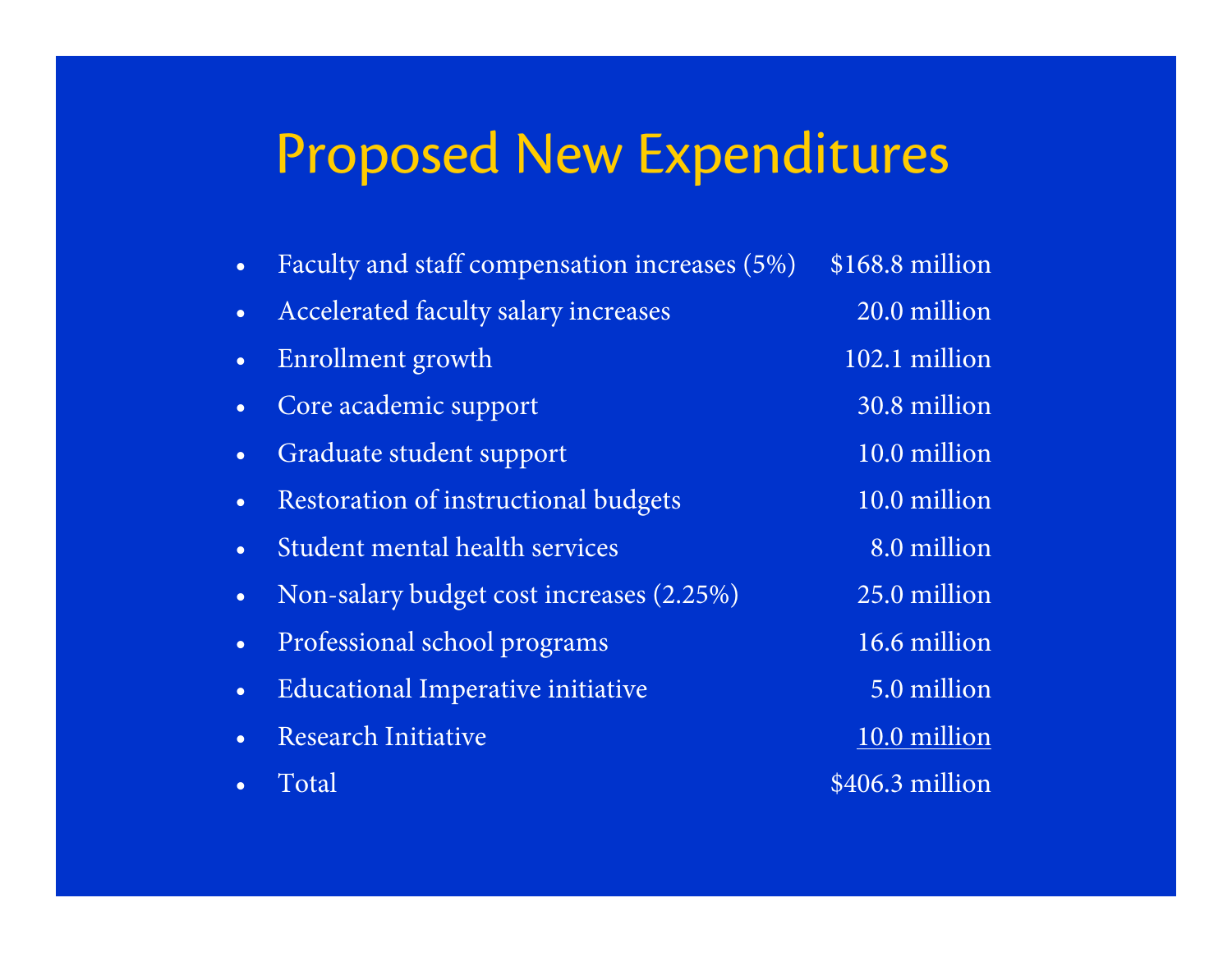# Proposed New Expenditures

- Faculty and staff compensation increases (5%) — $168.8 million
- Accelerated faculty salary increases — 20.0 million
- Enrollment growth — 102.1 million
- Core academic support — 30.8 million
- Graduate student support — 10.0 million
- Restoration of instructional budgets — 10.0 million
- Student mental health services — 8.0 million
- Non-salary budget cost increases (2.25%) — 25.0 million
- Professional school programs — 16.6 million
- Educational Imperative initiative — 5.0 million
- Research Initiative — 10.0 million
- Total — $406.3 million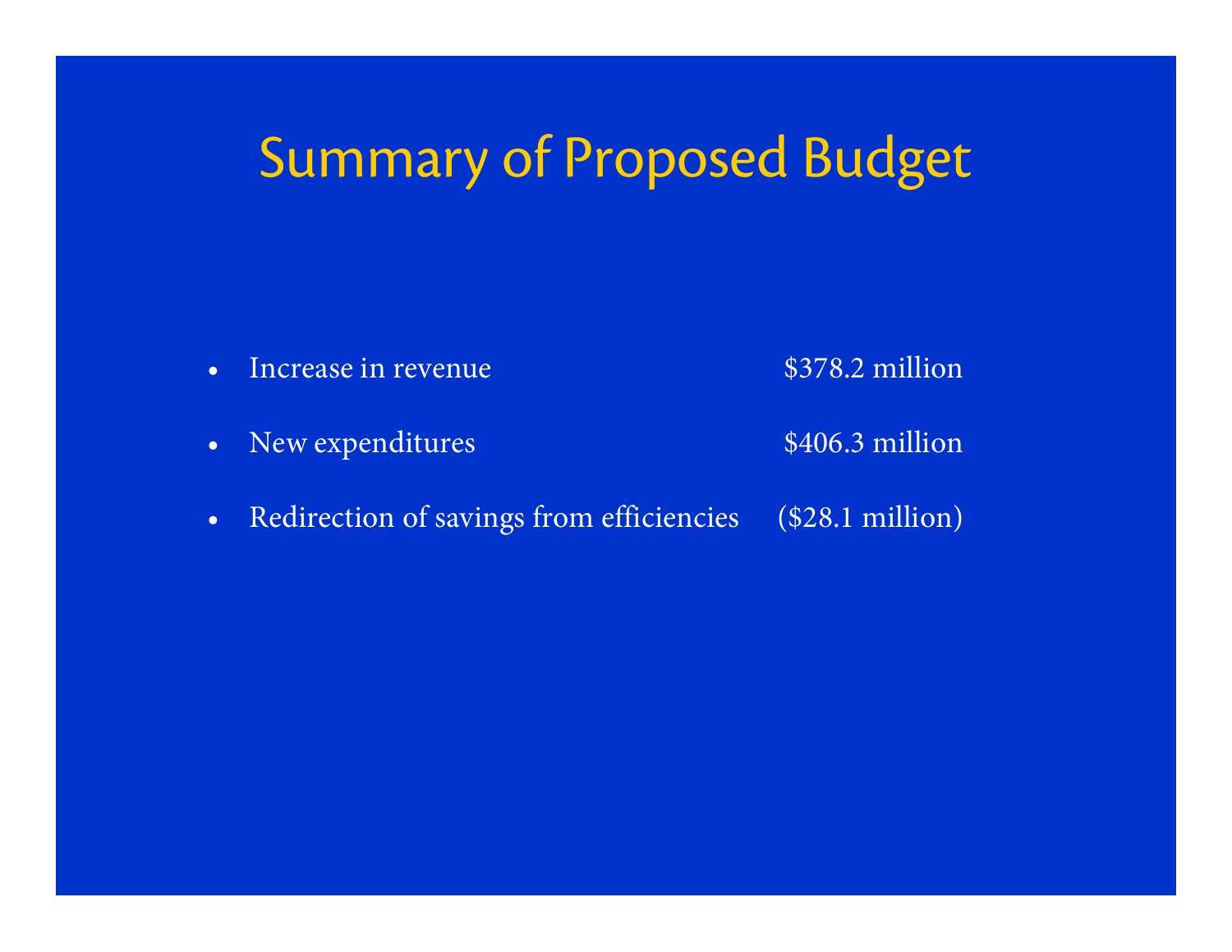# Summary of Proposed Budget

- Increase in revenue $378.2 million
- New expenditures $406.3 million
- Redirection of savings from efficiencies ($28.1 million)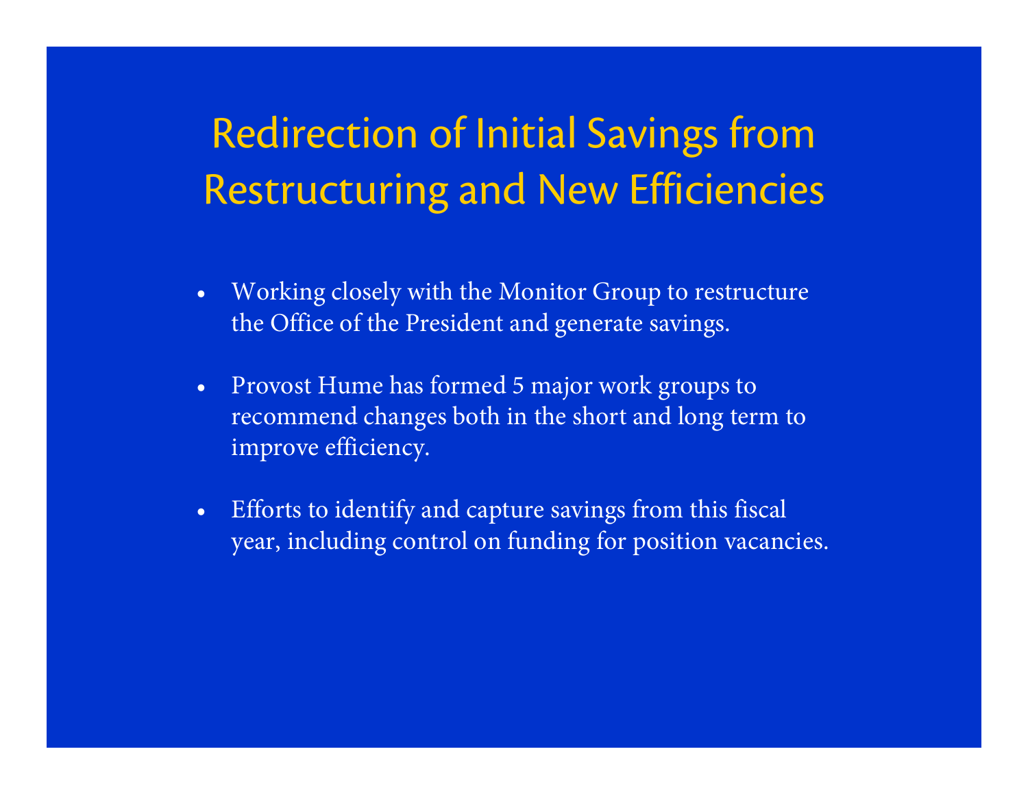# Redirection of Initial Savings from Restructuring and New Efficiencies

- Working closely with the Monitor Group to restructure the Office of the President and generate savings.
- Provost Hume has formed 5 major work groups to recommend changes both in the short and long term to improve efficiency.
- Efforts to identify and capture savings from this fiscal year, including control on funding for position vacancies.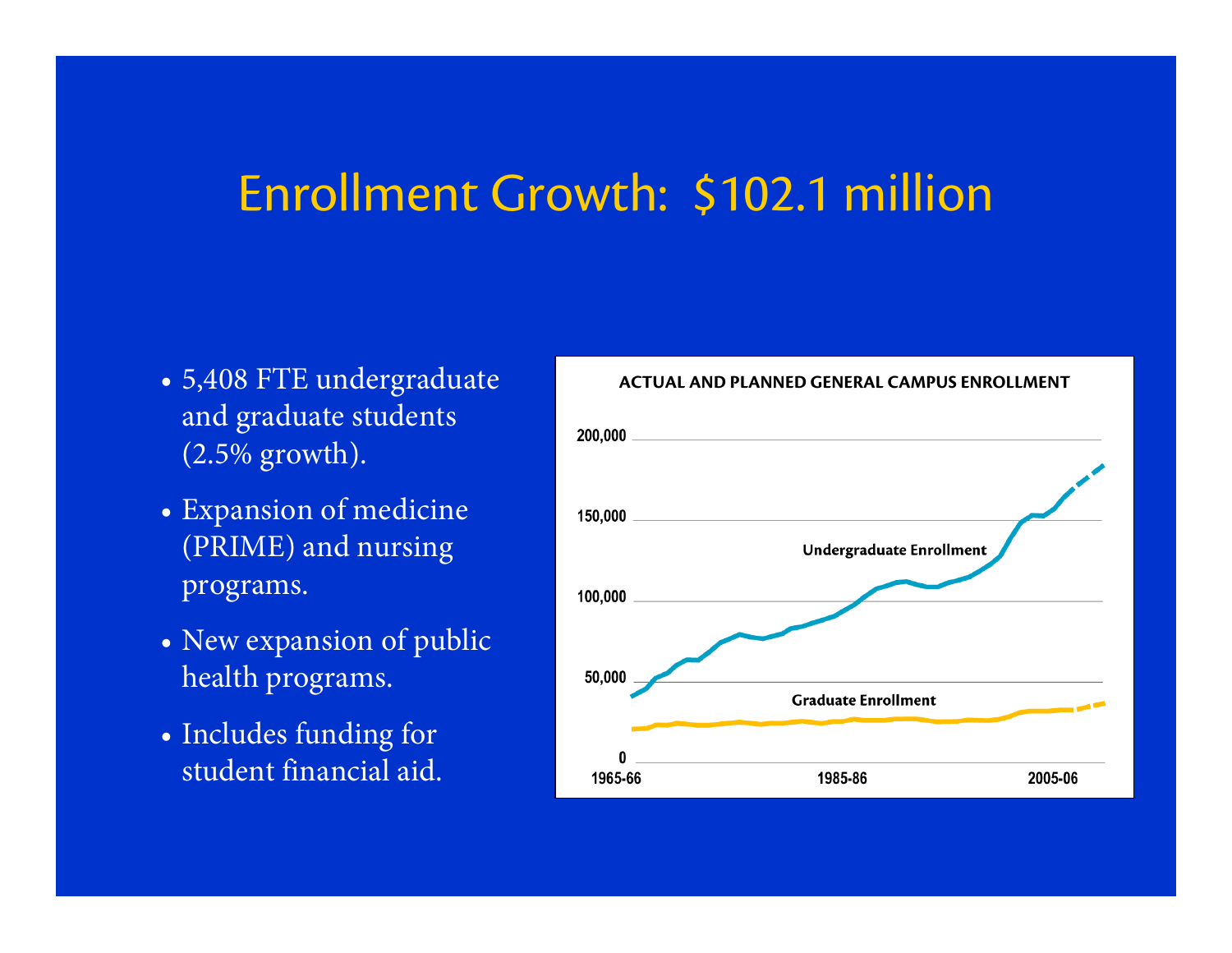# Enrollment Growth: $102.1 million

- 5,408 FTE undergraduate and graduate students (2.5% growth).
- Expansion of medicine (PRIME) and nursing programs.
- New expansion of public health programs.
- Includes funding for student financial aid.

**ACTUAL AND PLANNED GENERAL CAMPUS ENROLLMENT**

200,000

150,000

100,000

50,000

0

Undergraduate Enrollment

Graduate Enrollment

1965-66 1985-86 2005-06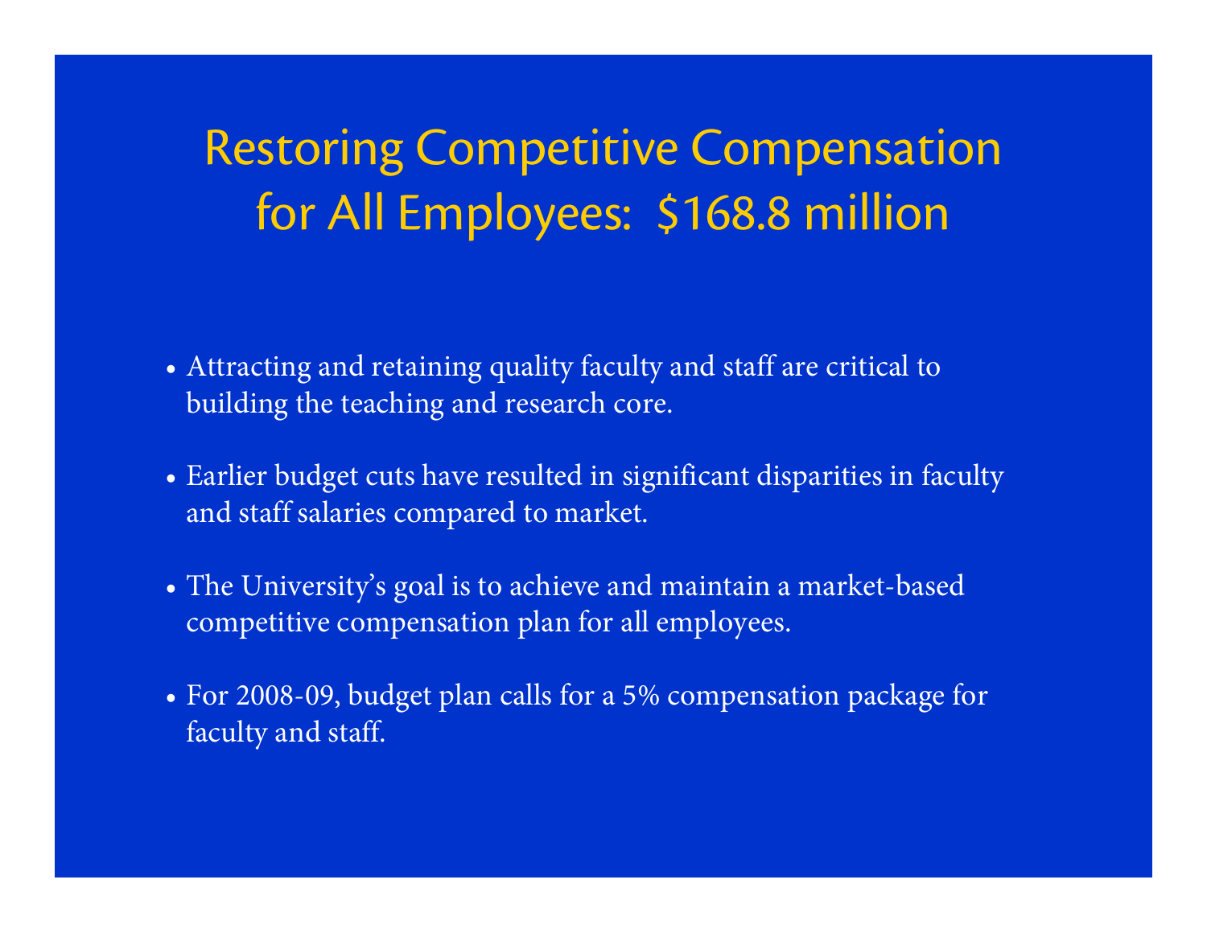# Restoring Competitive Compensation for All Employees: $168.8 million

- Attracting and retaining quality faculty and staff are critical to building the teaching and research core.
- Earlier budget cuts have resulted in significant disparities in faculty and staff salaries compared to market.
- The University's goal is to achieve and maintain a market-based competitive compensation plan for all employees.
- For 2008-09, budget plan calls for a 5% compensation package for faculty and staff.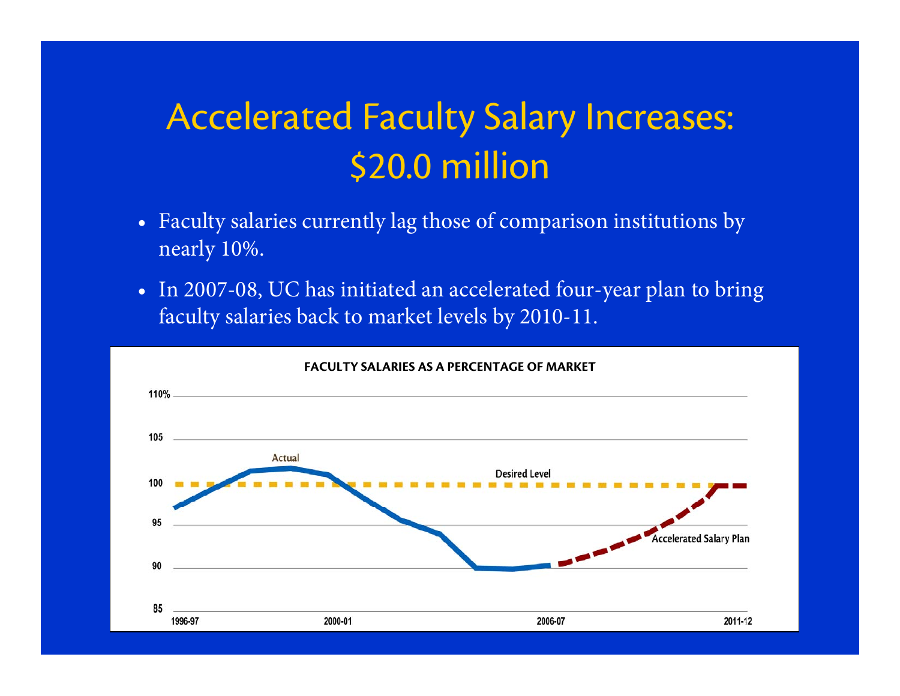# Accelerated Faculty Salary Increases: $20.0 million

- Faculty salaries currently lag those of comparison institutions by nearly 10%.
- In 2007-08, UC has initiated an accelerated four-year plan to bring faculty salaries back to market levels by 2010-11.

**FACULTY SALARIES AS A PERCENTAGE OF MARKET**

110%
105
100
95
90
85

1996-97 2000-01 2006-07 2011-12

Actual
Desired Level
Accelerated Salary Plan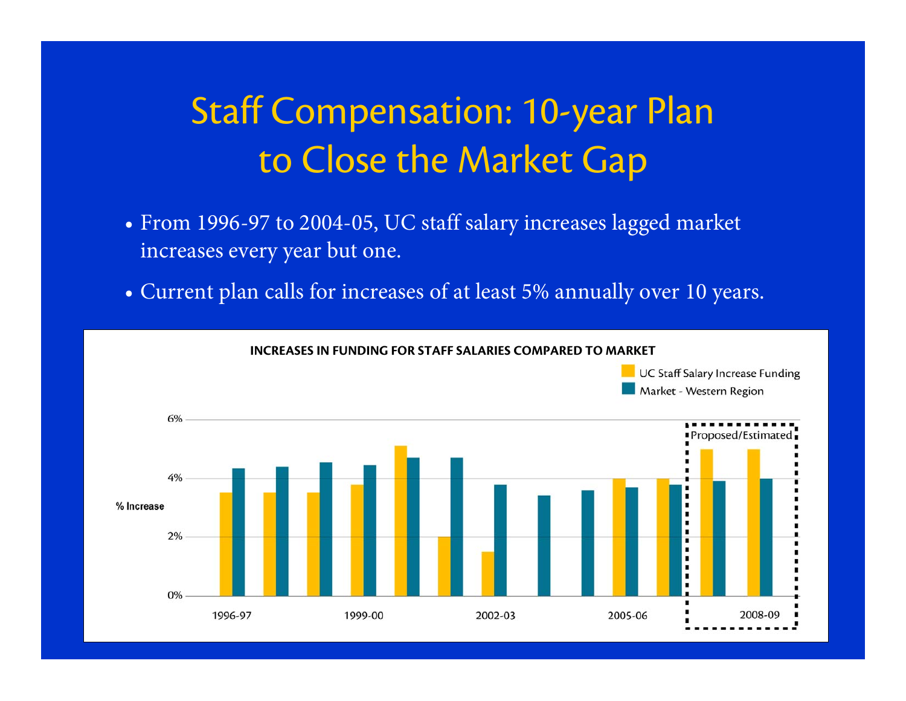# Staff Compensation: 10-year Plan to Close the Market Gap

- From 1996-97 to 2004-05, UC staff salary increases lagged market increases every year but one.
- Current plan calls for increases of at least 5% annually over 10 years.

**INCREASES IN FUNDING FOR STAFF SALARIES COMPARED TO MARKET**

Legend: UC Staff Salary Increase Funding; Market - Western Region

% Increase: 0%, 2%, 4%, 6%

1996-97, 1999-00, 2002-03, 2005-06, 2008-09

Proposed/Estimated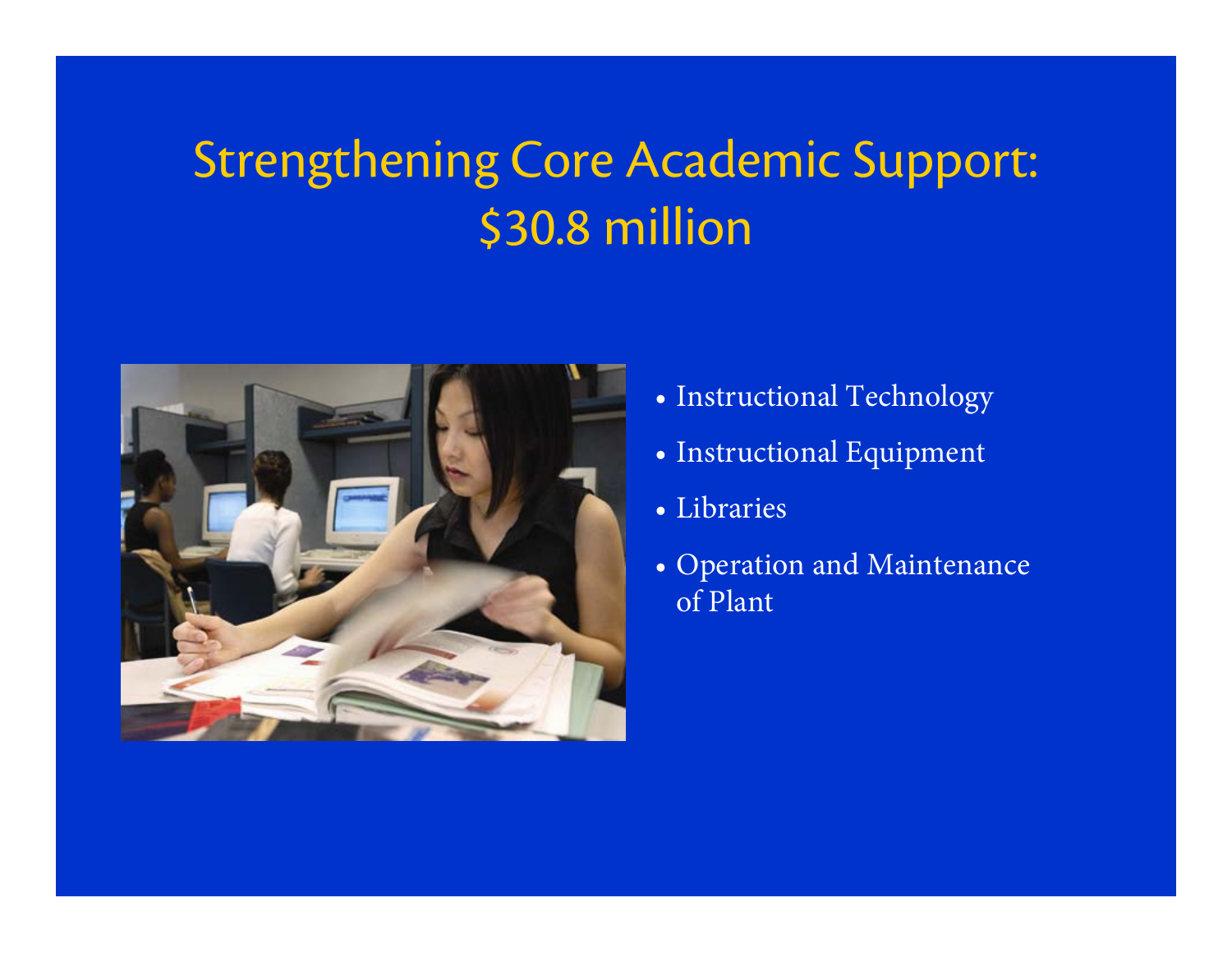# Strengthening Core Academic Support: $30.8 million

- Instructional Technology
- Instructional Equipment
- Libraries
- Operation and Maintenance of Plant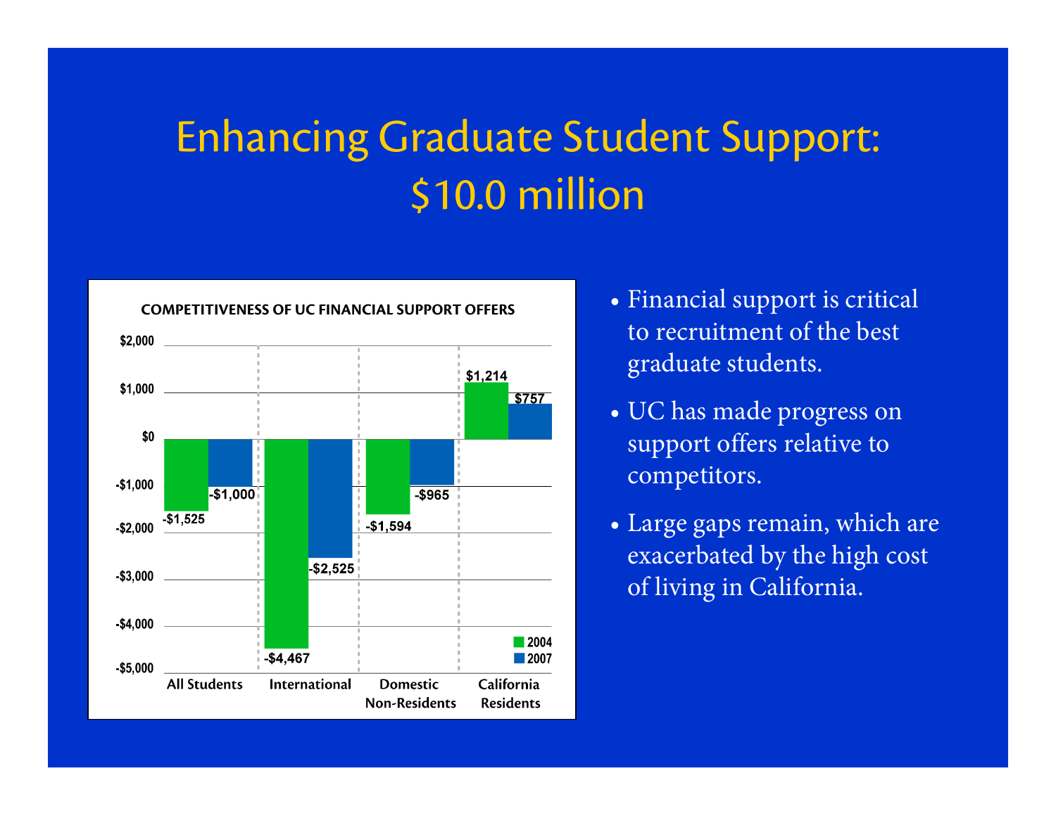# Enhancing Graduate Student Support: $10.0 million

**COMPETITIVENESS OF UC FINANCIAL SUPPORT OFFERS**

| | 2004 | 2007 |
|---|---|---|
| All Students | -$1,525 | -$1,000 |
| International | -$4,467 | -$2,525 |
| Domestic Non-Residents | -$1,594 | -$965 |
| California Residents | $1,214 | $757 |

- Financial support is critical to recruitment of the best graduate students.
- UC has made progress on support offers relative to competitors.
- Large gaps remain, which are exacerbated by the high cost of living in California.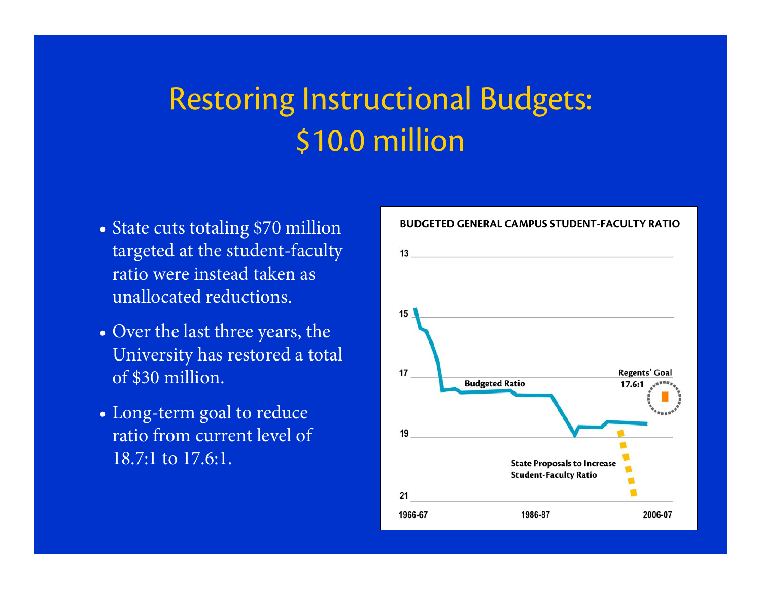# Restoring Instructional Budgets: $10.0 million

- State cuts totaling $70 million targeted at the student-faculty ratio were instead taken as unallocated reductions.
- Over the last three years, the University has restored a total of $30 million.
- Long-term goal to reduce ratio from current level of 18.7:1 to 17.6:1.

**BUDGETED GENERAL CAMPUS STUDENT-FACULTY RATIO**

Budgeted Ratio

Regents' Goal 17.6:1

State Proposals to Increase Student-Faculty Ratio

13, 15, 17, 19, 21

1966-67, 1986-87, 2006-07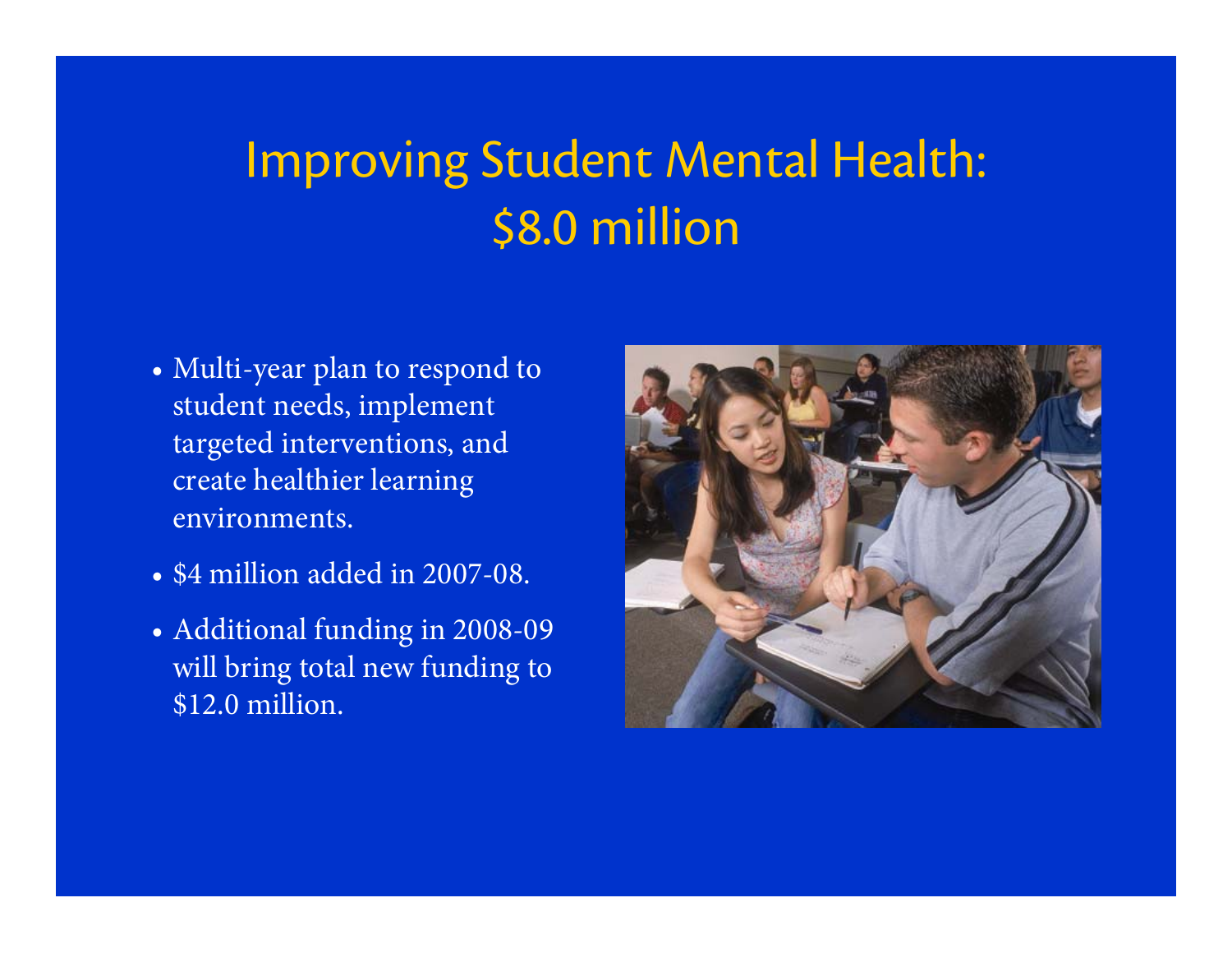# Improving Student Mental Health: $8.0 million

- Multi-year plan to respond to student needs, implement targeted interventions, and create healthier learning environments.
- $4 million added in 2007-08.
- Additional funding in 2008-09 will bring total new funding to $12.0 million.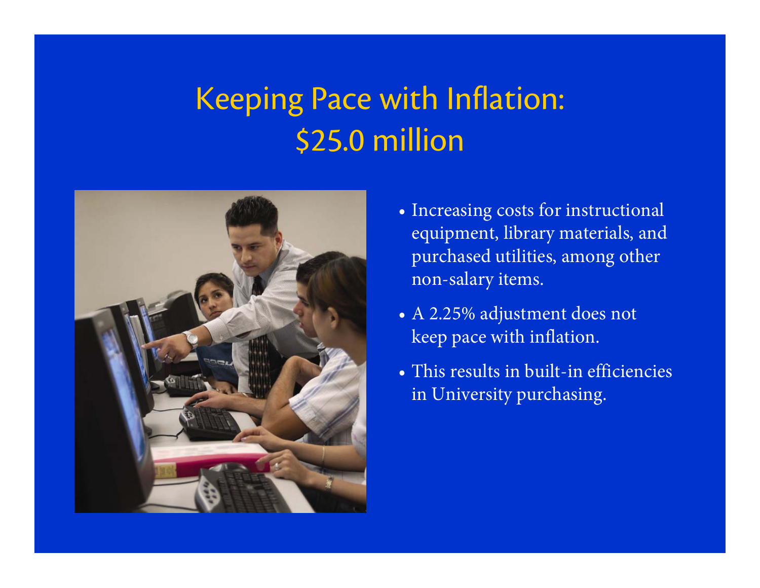# Keeping Pace with Inflation: $25.0 million

- Increasing costs for instructional equipment, library materials, and purchased utilities, among other non-salary items.
- A 2.25% adjustment does not keep pace with inflation.
- This results in built-in efficiencies in University purchasing.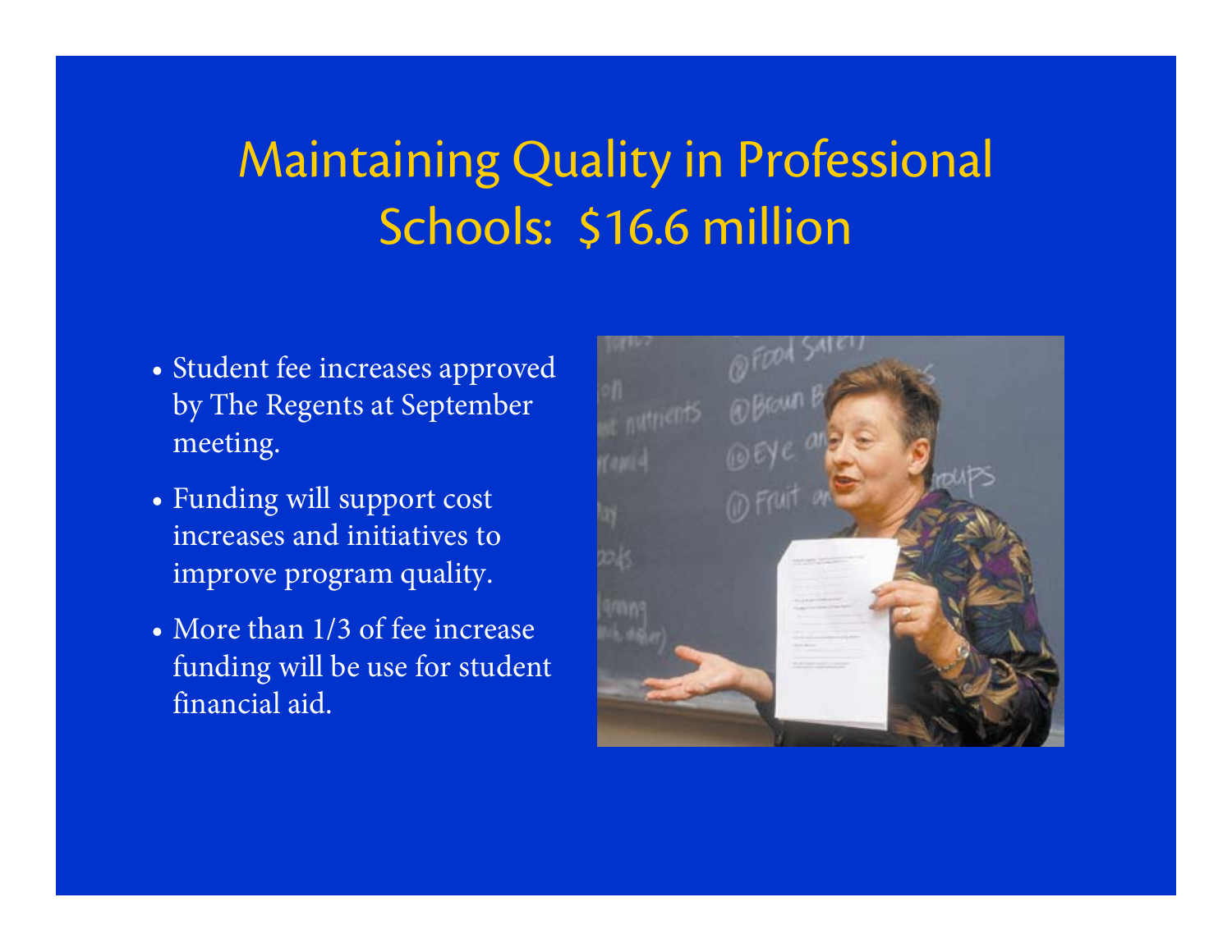# Maintaining Quality in Professional Schools: $16.6 million

- Student fee increases approved by The Regents at September meeting.
- Funding will support cost increases and initiatives to improve program quality.
- More than 1/3 of fee increase funding will be use for student financial aid.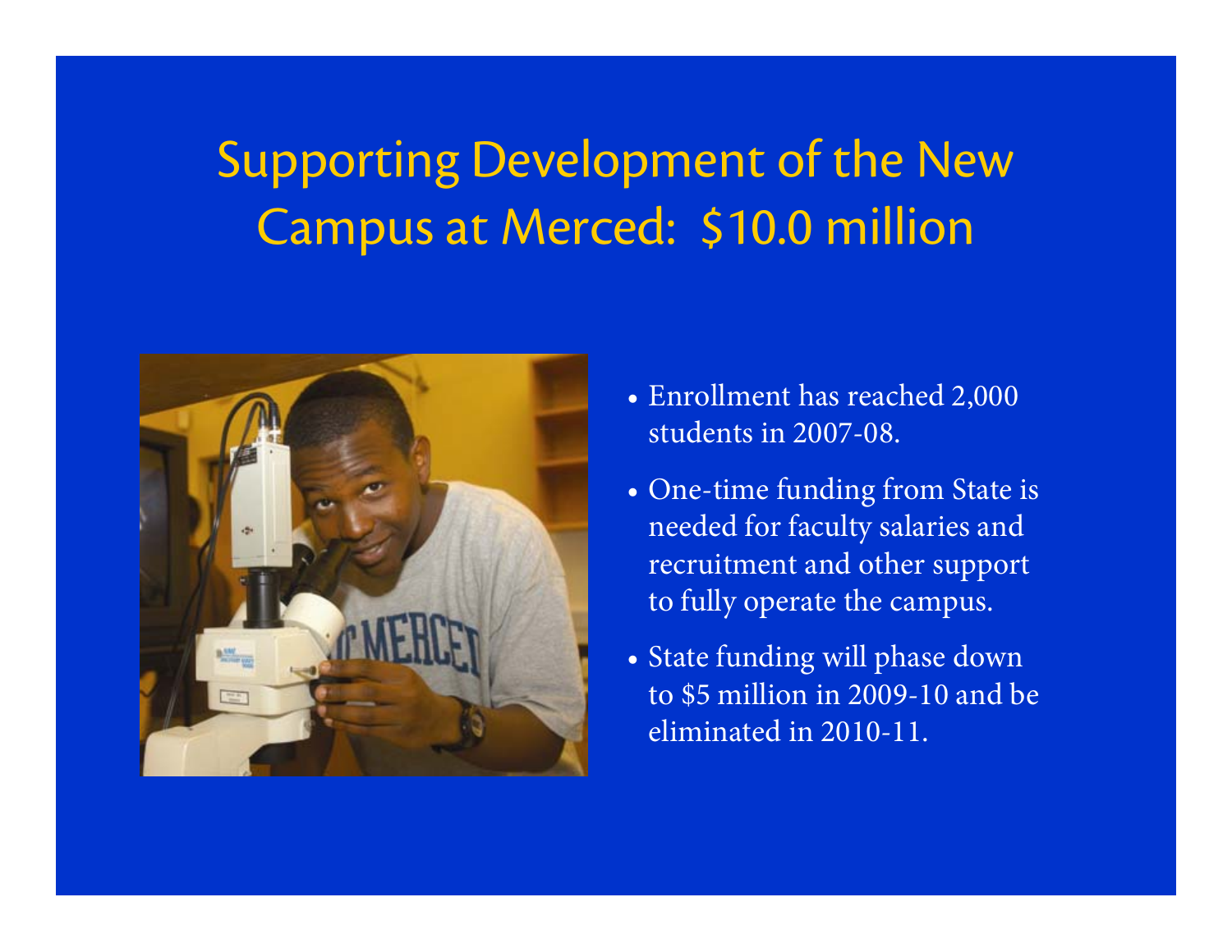# Supporting Development of the New Campus at Merced: $10.0 million

- Enrollment has reached 2,000 students in 2007-08.
- One-time funding from State is needed for faculty salaries and recruitment and other support to fully operate the campus.
- State funding will phase down to $5 million in 2009-10 and be eliminated in 2010-11.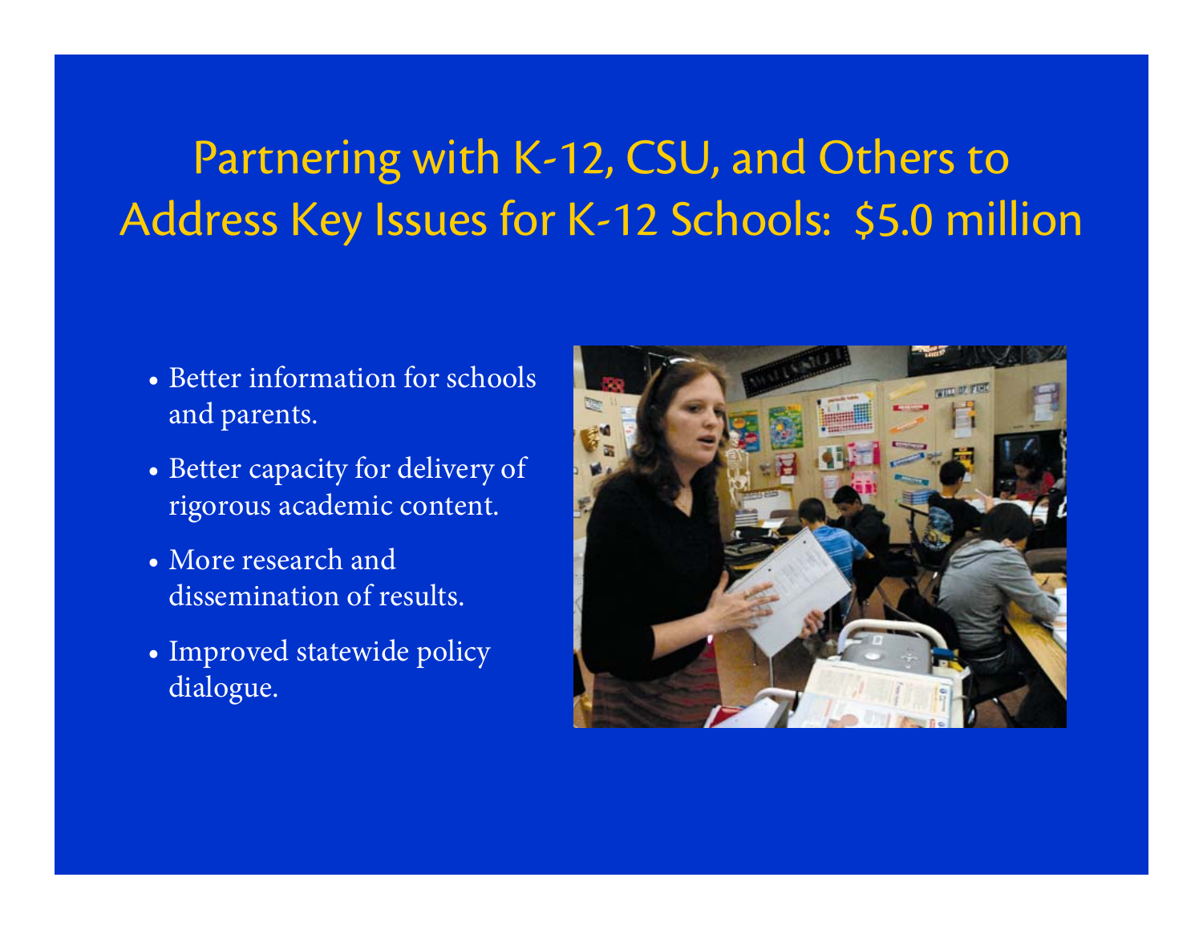# Partnering with K-12, CSU, and Others to Address Key Issues for K-12 Schools: $5.0 million

- Better information for schools and parents.
- Better capacity for delivery of rigorous academic content.
- More research and dissemination of results.
- Improved statewide policy dialogue.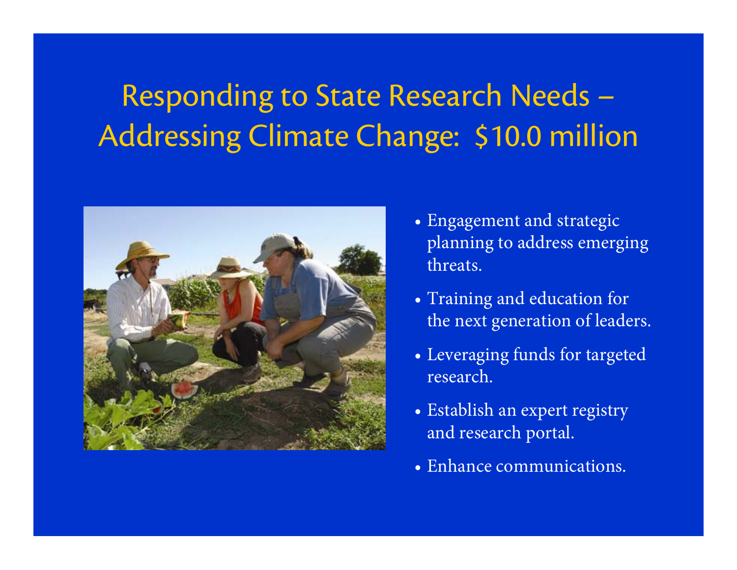# Responding to State Research Needs – Addressing Climate Change: $10.0 million

- Engagement and strategic planning to address emerging threats.
- Training and education for the next generation of leaders.
- Leveraging funds for targeted research.
- Establish an expert registry and research portal.
- Enhance communications.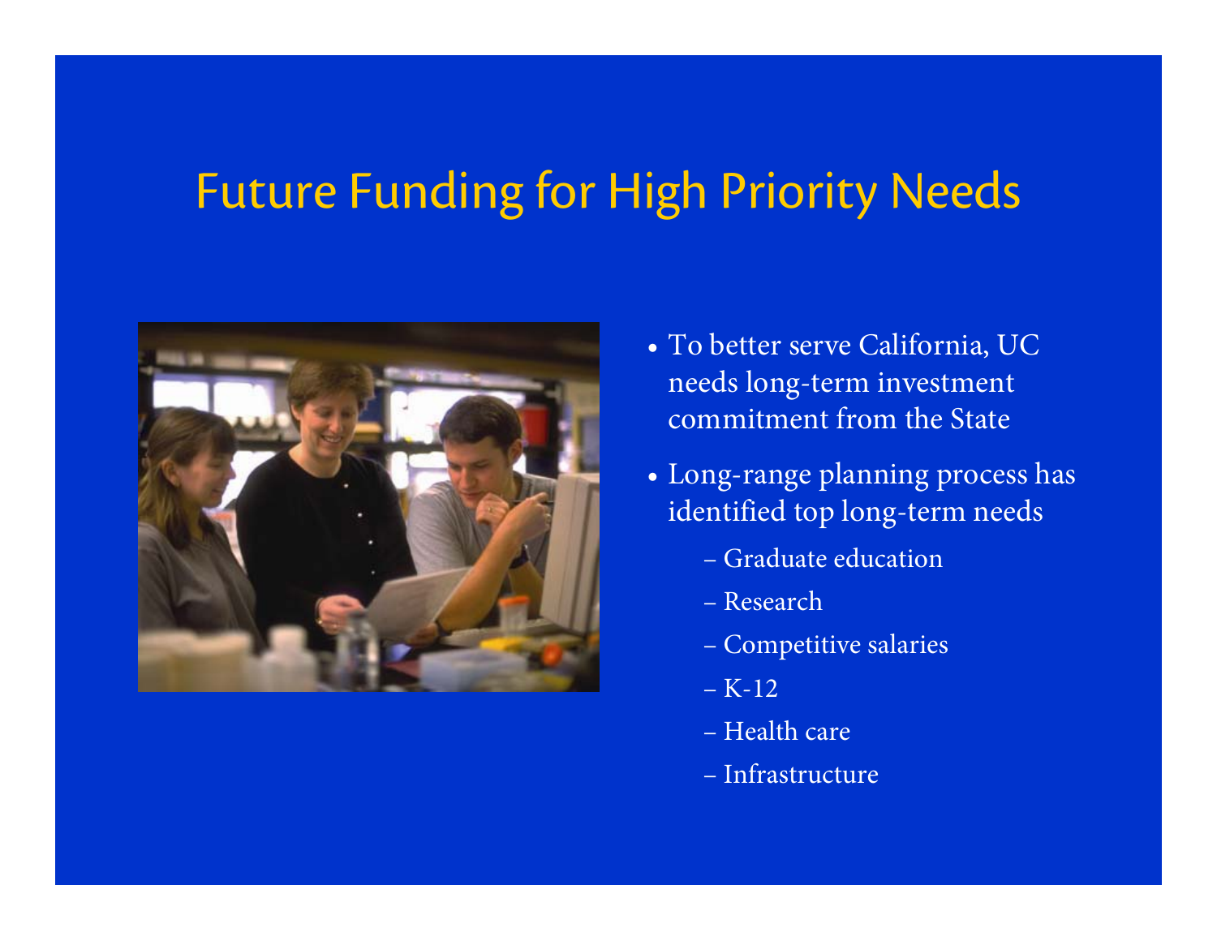# Future Funding for High Priority Needs

- To better serve California, UC needs long-term investment commitment from the State
- Long-range planning process has identified top long-term needs
  - Graduate education
  - Research
  - Competitive salaries
  - K-12
  - Health care
  - Infrastructure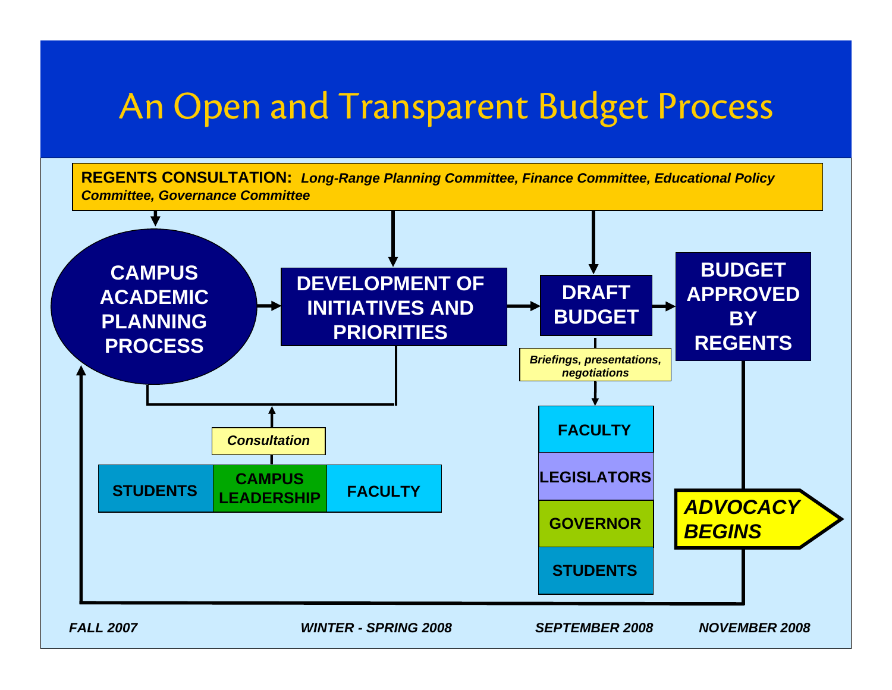# An Open and Transparent Budget Process

**REGENTS CONSULTATION:** ***Long-Range Planning Committee, Finance Committee, Educational Policy Committee, Governance Committee***

**CAMPUS ACADEMIC PLANNING PROCESS**

**DEVELOPMENT OF INITIATIVES AND PRIORITIES**

**DRAFT BUDGET**

**BUDGET APPROVED BY REGENTS**

***Consultation***

**STUDENTS** | **CAMPUS LEADERSHIP** | **FACULTY**

***Briefings, presentations, negotiations***

**FACULTY**

**LEGISLATORS**

**GOVERNOR**

**STUDENTS**

***ADVOCACY BEGINS***

***FALL 2007*** — ***WINTER - SPRING 2008*** — ***SEPTEMBER 2008*** — ***NOVEMBER 2008***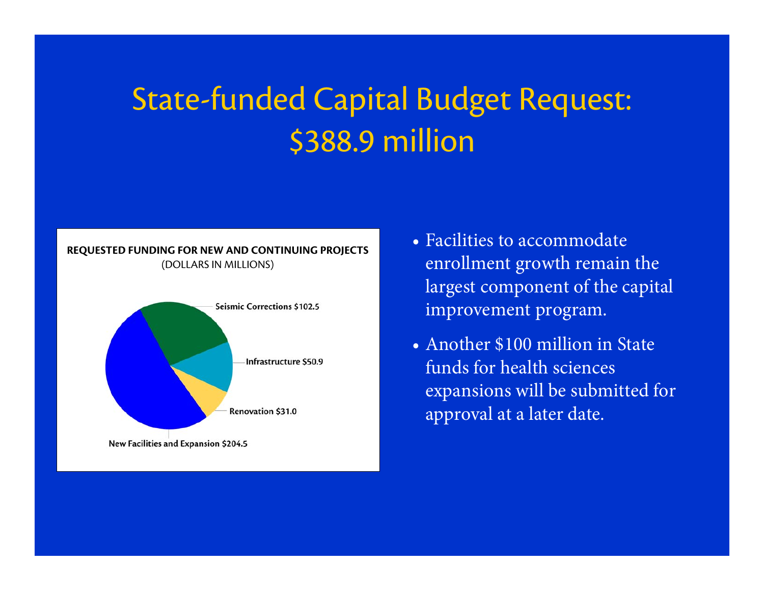# State-funded Capital Budget Request: $388.9 million

**REQUESTED FUNDING FOR NEW AND CONTINUING PROJECTS**
(DOLLARS IN MILLIONS)

Seismic Corrections $102.5

Infrastructure $50.9

Renovation $31.0

New Facilities and Expansion $204.5

- Facilities to accommodate enrollment growth remain the largest component of the capital improvement program.
- Another $100 million in State funds for health sciences expansions will be submitted for approval at a later date.